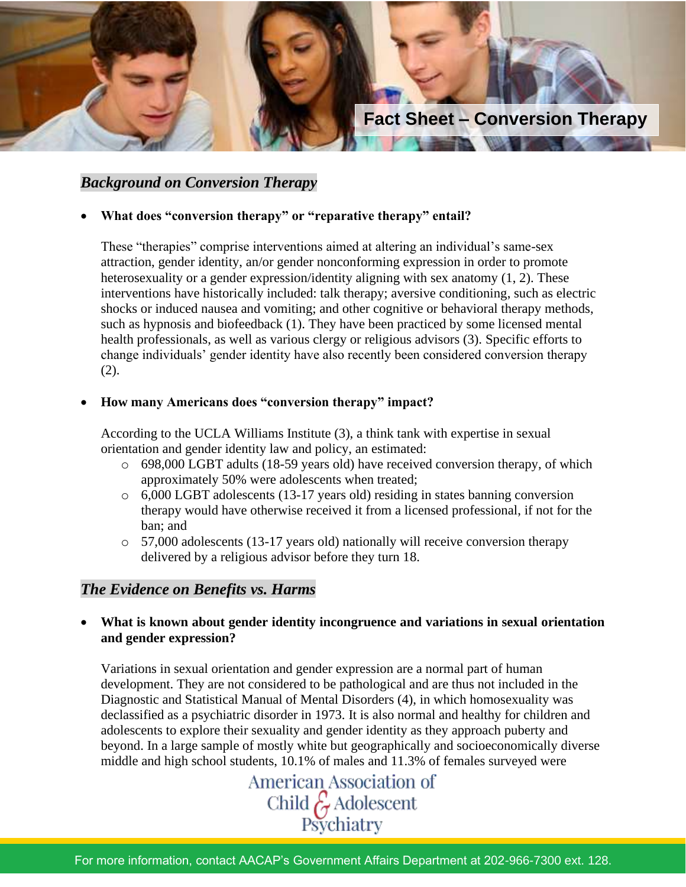# Fact Sheet – Conversion Therapy

## *Background on Conversion Therapy*

- **What does "conversion therapy" or "reparative therapy" entail?**

  These "therapies" comprise interventions aimed at altering an individual's same-sex attraction, gender identity, an/or gender nonconforming expression in order to promote heterosexuality or a gender expression/identity aligning with sex anatomy (1, 2). These interventions have historically included: talk therapy; aversive conditioning, such as electric shocks or induced nausea and vomiting; and other cognitive or behavioral therapy methods, such as hypnosis and biofeedback (1). They have been practiced by some licensed mental health professionals, as well as various clergy or religious advisors (3). Specific efforts to change individuals' gender identity have also recently been considered conversion therapy (2).

- **How many Americans does "conversion therapy" impact?**

  According to the UCLA Williams Institute (3), a think tank with expertise in sexual orientation and gender identity law and policy, an estimated:
  - 698,000 LGBT adults (18-59 years old) have received conversion therapy, of which approximately 50% were adolescents when treated;
  - 6,000 LGBT adolescents (13-17 years old) residing in states banning conversion therapy would have otherwise received it from a licensed professional, if not for the ban; and
  - 57,000 adolescents (13-17 years old) nationally will receive conversion therapy delivered by a religious advisor before they turn 18.

## *The Evidence on Benefits vs. Harms*

- **What is known about gender identity incongruence and variations in sexual orientation and gender expression?**

  Variations in sexual orientation and gender expression are a normal part of human development. They are not considered to be pathological and are thus not included in the Diagnostic and Statistical Manual of Mental Disorders (4), in which homosexuality was declassified as a psychiatric disorder in 1973. It is also normal and healthy for children and adolescents to explore their sexuality and gender identity as they approach puberty and beyond. In a large sample of mostly white but geographically and socioeconomically diverse middle and high school students, 10.1% of males and 11.3% of females surveyed were

American Association of Child & Adolescent Psychiatry

For more information, contact AACAP's Government Affairs Department at 202-966-7300 ext. 128.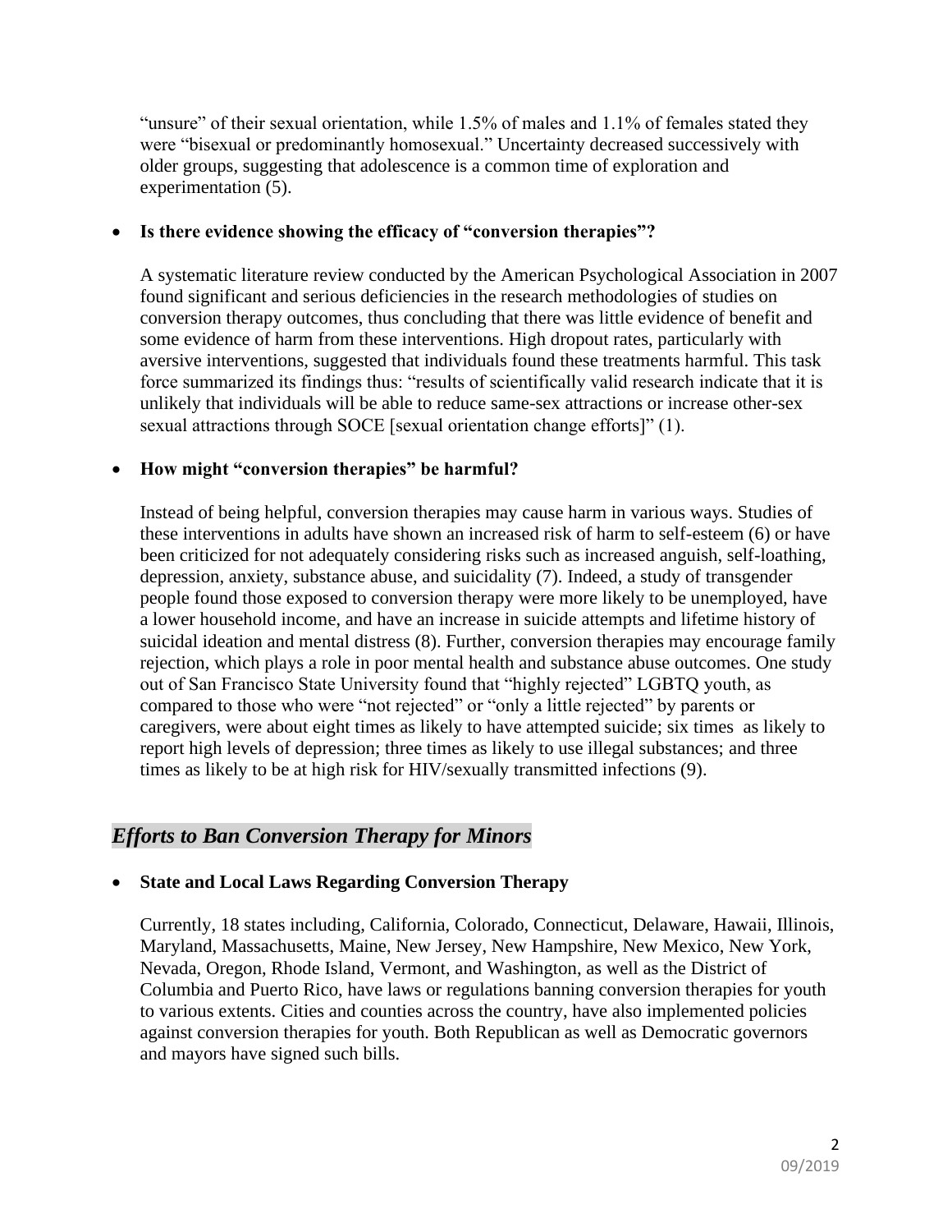"unsure" of their sexual orientation, while 1.5% of males and 1.1% of females stated they were "bisexual or predominantly homosexual." Uncertainty decreased successively with older groups, suggesting that adolescence is a common time of exploration and experimentation (5).

- **Is there evidence showing the efficacy of "conversion therapies"?**

  A systematic literature review conducted by the American Psychological Association in 2007 found significant and serious deficiencies in the research methodologies of studies on conversion therapy outcomes, thus concluding that there was little evidence of benefit and some evidence of harm from these interventions. High dropout rates, particularly with aversive interventions, suggested that individuals found these treatments harmful. This task force summarized its findings thus: "results of scientifically valid research indicate that it is unlikely that individuals will be able to reduce same-sex attractions or increase other-sex sexual attractions through SOCE [sexual orientation change efforts]" (1).

- **How might "conversion therapies" be harmful?**

  Instead of being helpful, conversion therapies may cause harm in various ways. Studies of these interventions in adults have shown an increased risk of harm to self-esteem (6) or have been criticized for not adequately considering risks such as increased anguish, self-loathing, depression, anxiety, substance abuse, and suicidality (7). Indeed, a study of transgender people found those exposed to conversion therapy were more likely to be unemployed, have a lower household income, and have an increase in suicide attempts and lifetime history of suicidal ideation and mental distress (8). Further, conversion therapies may encourage family rejection, which plays a role in poor mental health and substance abuse outcomes. One study out of San Francisco State University found that "highly rejected" LGBTQ youth, as compared to those who were "not rejected" or "only a little rejected" by parents or caregivers, were about eight times as likely to have attempted suicide; six times as likely to report high levels of depression; three times as likely to use illegal substances; and three times as likely to be at high risk for HIV/sexually transmitted infections (9).

## *Efforts to Ban Conversion Therapy for Minors*

- **State and Local Laws Regarding Conversion Therapy**

  Currently, 18 states including, California, Colorado, Connecticut, Delaware, Hawaii, Illinois, Maryland, Massachusetts, Maine, New Jersey, New Hampshire, New Mexico, New York, Nevada, Oregon, Rhode Island, Vermont, and Washington, as well as the District of Columbia and Puerto Rico, have laws or regulations banning conversion therapies for youth to various extents. Cities and counties across the country, have also implemented policies against conversion therapies for youth. Both Republican as well as Democratic governors and mayors have signed such bills.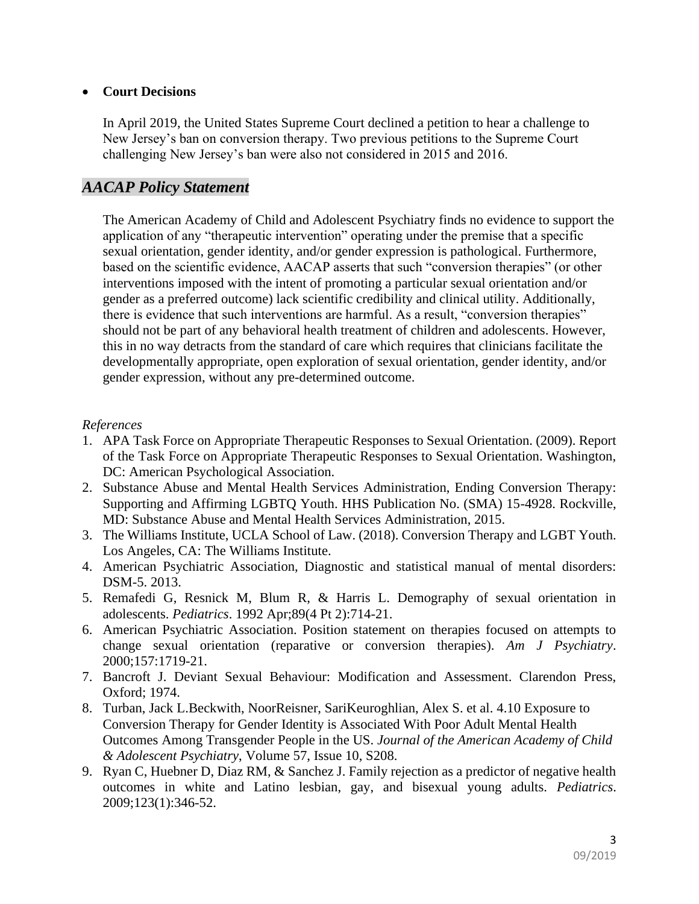- **Court Decisions**

  In April 2019, the United States Supreme Court declined a petition to hear a challenge to New Jersey's ban on conversion therapy. Two previous petitions to the Supreme Court challenging New Jersey's ban were also not considered in 2015 and 2016.

## *AACAP Policy Statement*

The American Academy of Child and Adolescent Psychiatry finds no evidence to support the application of any "therapeutic intervention" operating under the premise that a specific sexual orientation, gender identity, and/or gender expression is pathological. Furthermore, based on the scientific evidence, AACAP asserts that such "conversion therapies" (or other interventions imposed with the intent of promoting a particular sexual orientation and/or gender as a preferred outcome) lack scientific credibility and clinical utility. Additionally, there is evidence that such interventions are harmful. As a result, "conversion therapies" should not be part of any behavioral health treatment of children and adolescents. However, this in no way detracts from the standard of care which requires that clinicians facilitate the developmentally appropriate, open exploration of sexual orientation, gender identity, and/or gender expression, without any pre-determined outcome.

*References*

1. APA Task Force on Appropriate Therapeutic Responses to Sexual Orientation. (2009). Report of the Task Force on Appropriate Therapeutic Responses to Sexual Orientation. Washington, DC: American Psychological Association.
2. Substance Abuse and Mental Health Services Administration, Ending Conversion Therapy: Supporting and Affirming LGBTQ Youth. HHS Publication No. (SMA) 15-4928. Rockville, MD: Substance Abuse and Mental Health Services Administration, 2015.
3. The Williams Institute, UCLA School of Law. (2018). Conversion Therapy and LGBT Youth. Los Angeles, CA: The Williams Institute.
4. American Psychiatric Association, Diagnostic and statistical manual of mental disorders: DSM-5. 2013.
5. Remafedi G, Resnick M, Blum R, & Harris L. Demography of sexual orientation in adolescents. *Pediatrics*. 1992 Apr;89(4 Pt 2):714-21.
6. American Psychiatric Association. Position statement on therapies focused on attempts to change sexual orientation (reparative or conversion therapies). *Am J Psychiatry*. 2000;157:1719-21.
7. Bancroft J. Deviant Sexual Behaviour: Modification and Assessment. Clarendon Press, Oxford; 1974.
8. Turban, Jack L.Beckwith, NoorReisner, SariKeuroghlian, Alex S. et al. 4.10 Exposure to Conversion Therapy for Gender Identity is Associated With Poor Adult Mental Health Outcomes Among Transgender People in the US. *Journal of the American Academy of Child & Adolescent Psychiatry*, Volume 57, Issue 10, S208.
9. Ryan C, Huebner D, Diaz RM, & Sanchez J. Family rejection as a predictor of negative health outcomes in white and Latino lesbian, gay, and bisexual young adults. *Pediatrics*. 2009;123(1):346-52.